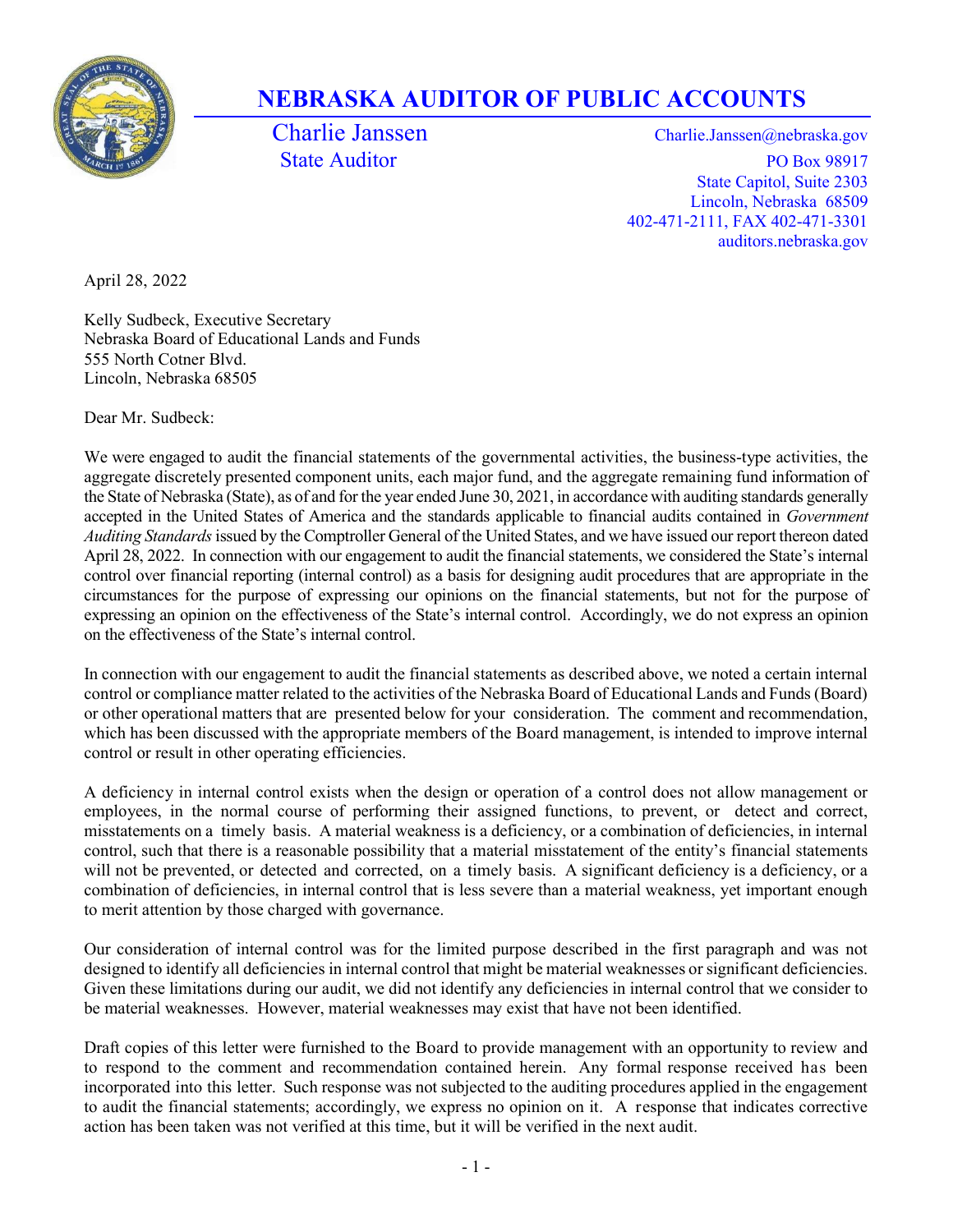# NEBRASKA AUDITOR OF PUBLIC ACCOUNTS

Charlie Janssen
State Auditor

Charlie.Janssen@nebraska.gov
PO Box 98917
State Capitol, Suite 2303
Lincoln, Nebraska 68509
402-471-2111, FAX 402-471-3301
auditors.nebraska.gov

April 28, 2022

Kelly Sudbeck, Executive Secretary
Nebraska Board of Educational Lands and Funds
555 North Cotner Blvd.
Lincoln, Nebraska 68505

Dear Mr. Sudbeck:

We were engaged to audit the financial statements of the governmental activities, the business-type activities, the aggregate discretely presented component units, each major fund, and the aggregate remaining fund information of the State of Nebraska (State), as of and for the year ended June 30, 2021, in accordance with auditing standards generally accepted in the United States of America and the standards applicable to financial audits contained in *Government Auditing Standards* issued by the Comptroller General of the United States, and we have issued our report thereon dated April 28, 2022. In connection with our engagement to audit the financial statements, we considered the State's internal control over financial reporting (internal control) as a basis for designing audit procedures that are appropriate in the circumstances for the purpose of expressing our opinions on the financial statements, but not for the purpose of expressing an opinion on the effectiveness of the State's internal control. Accordingly, we do not express an opinion on the effectiveness of the State's internal control.

In connection with our engagement to audit the financial statements as described above, we noted a certain internal control or compliance matter related to the activities of the Nebraska Board of Educational Lands and Funds (Board) or other operational matters that are presented below for your consideration. The comment and recommendation, which has been discussed with the appropriate members of the Board management, is intended to improve internal control or result in other operating efficiencies.

A deficiency in internal control exists when the design or operation of a control does not allow management or employees, in the normal course of performing their assigned functions, to prevent, or detect and correct, misstatements on a timely basis. A material weakness is a deficiency, or a combination of deficiencies, in internal control, such that there is a reasonable possibility that a material misstatement of the entity's financial statements will not be prevented, or detected and corrected, on a timely basis. A significant deficiency is a deficiency, or a combination of deficiencies, in internal control that is less severe than a material weakness, yet important enough to merit attention by those charged with governance.

Our consideration of internal control was for the limited purpose described in the first paragraph and was not designed to identify all deficiencies in internal control that might be material weaknesses or significant deficiencies. Given these limitations during our audit, we did not identify any deficiencies in internal control that we consider to be material weaknesses. However, material weaknesses may exist that have not been identified.

Draft copies of this letter were furnished to the Board to provide management with an opportunity to review and to respond to the comment and recommendation contained herein. Any formal response received has been incorporated into this letter. Such response was not subjected to the auditing procedures applied in the engagement to audit the financial statements; accordingly, we express no opinion on it. A response that indicates corrective action has been taken was not verified at this time, but it will be verified in the next audit.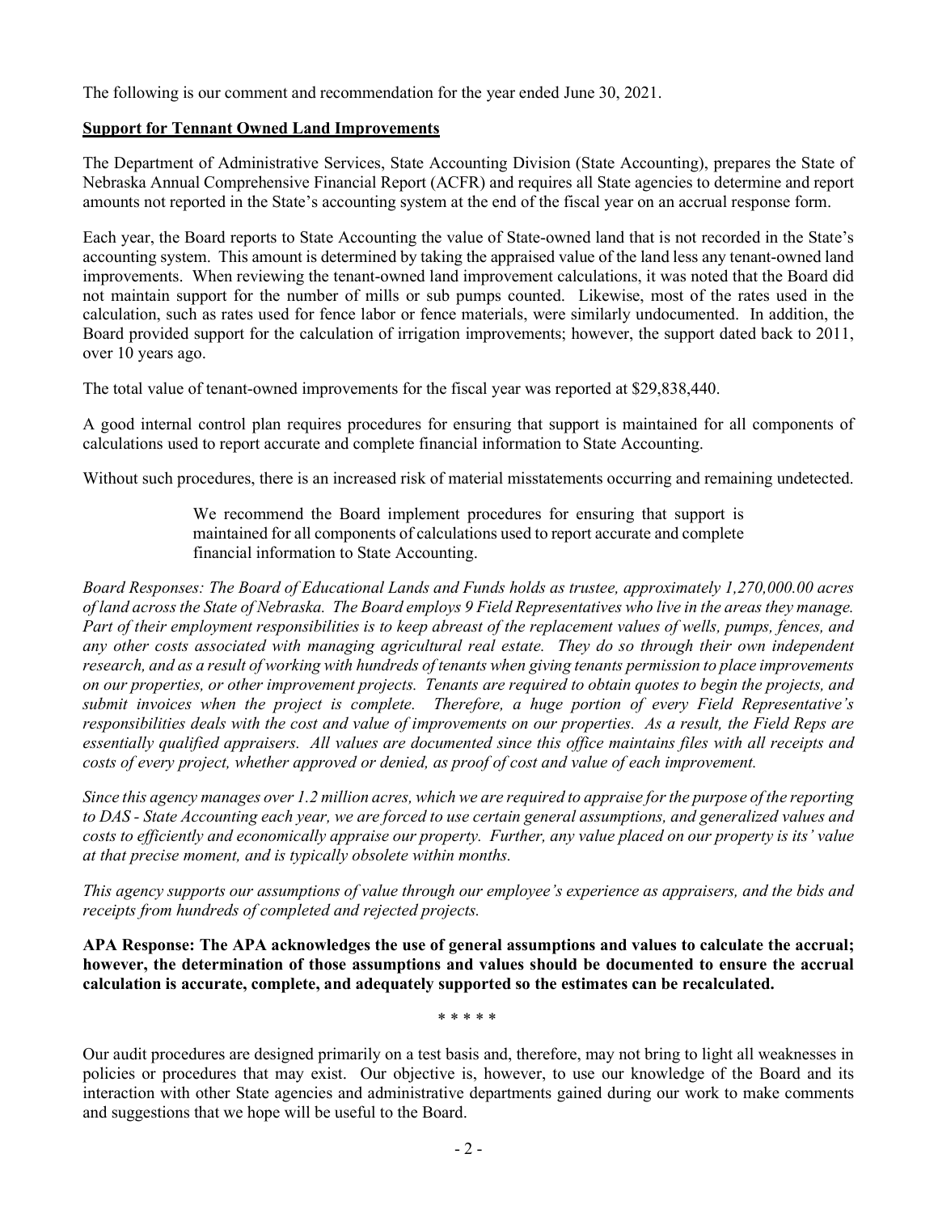The following is our comment and recommendation for the year ended June 30, 2021.

**Support for Tennant Owned Land Improvements**

The Department of Administrative Services, State Accounting Division (State Accounting), prepares the State of Nebraska Annual Comprehensive Financial Report (ACFR) and requires all State agencies to determine and report amounts not reported in the State's accounting system at the end of the fiscal year on an accrual response form.

Each year, the Board reports to State Accounting the value of State-owned land that is not recorded in the State's accounting system. This amount is determined by taking the appraised value of the land less any tenant-owned land improvements. When reviewing the tenant-owned land improvement calculations, it was noted that the Board did not maintain support for the number of mills or sub pumps counted. Likewise, most of the rates used in the calculation, such as rates used for fence labor or fence materials, were similarly undocumented. In addition, the Board provided support for the calculation of irrigation improvements; however, the support dated back to 2011, over 10 years ago.

The total value of tenant-owned improvements for the fiscal year was reported at $29,838,440.

A good internal control plan requires procedures for ensuring that support is maintained for all components of calculations used to report accurate and complete financial information to State Accounting.

Without such procedures, there is an increased risk of material misstatements occurring and remaining undetected.

> We recommend the Board implement procedures for ensuring that support is maintained for all components of calculations used to report accurate and complete financial information to State Accounting.

*Board Responses: The Board of Educational Lands and Funds holds as trustee, approximately 1,270,000.00 acres of land across the State of Nebraska. The Board employs 9 Field Representatives who live in the areas they manage. Part of their employment responsibilities is to keep abreast of the replacement values of wells, pumps, fences, and any other costs associated with managing agricultural real estate. They do so through their own independent research, and as a result of working with hundreds of tenants when giving tenants permission to place improvements on our properties, or other improvement projects. Tenants are required to obtain quotes to begin the projects, and submit invoices when the project is complete. Therefore, a huge portion of every Field Representative's responsibilities deals with the cost and value of improvements on our properties. As a result, the Field Reps are essentially qualified appraisers. All values are documented since this office maintains files with all receipts and costs of every project, whether approved or denied, as proof of cost and value of each improvement.*

*Since this agency manages over 1.2 million acres, which we are required to appraise for the purpose of the reporting to DAS - State Accounting each year, we are forced to use certain general assumptions, and generalized values and costs to efficiently and economically appraise our property. Further, any value placed on our property is its' value at that precise moment, and is typically obsolete within months.*

*This agency supports our assumptions of value through our employee's experience as appraisers, and the bids and receipts from hundreds of completed and rejected projects.*

**APA Response: The APA acknowledges the use of general assumptions and values to calculate the accrual; however, the determination of those assumptions and values should be documented to ensure the accrual calculation is accurate, complete, and adequately supported so the estimates can be recalculated.**

\* \* \* \* \*

Our audit procedures are designed primarily on a test basis and, therefore, may not bring to light all weaknesses in policies or procedures that may exist. Our objective is, however, to use our knowledge of the Board and its interaction with other State agencies and administrative departments gained during our work to make comments and suggestions that we hope will be useful to the Board.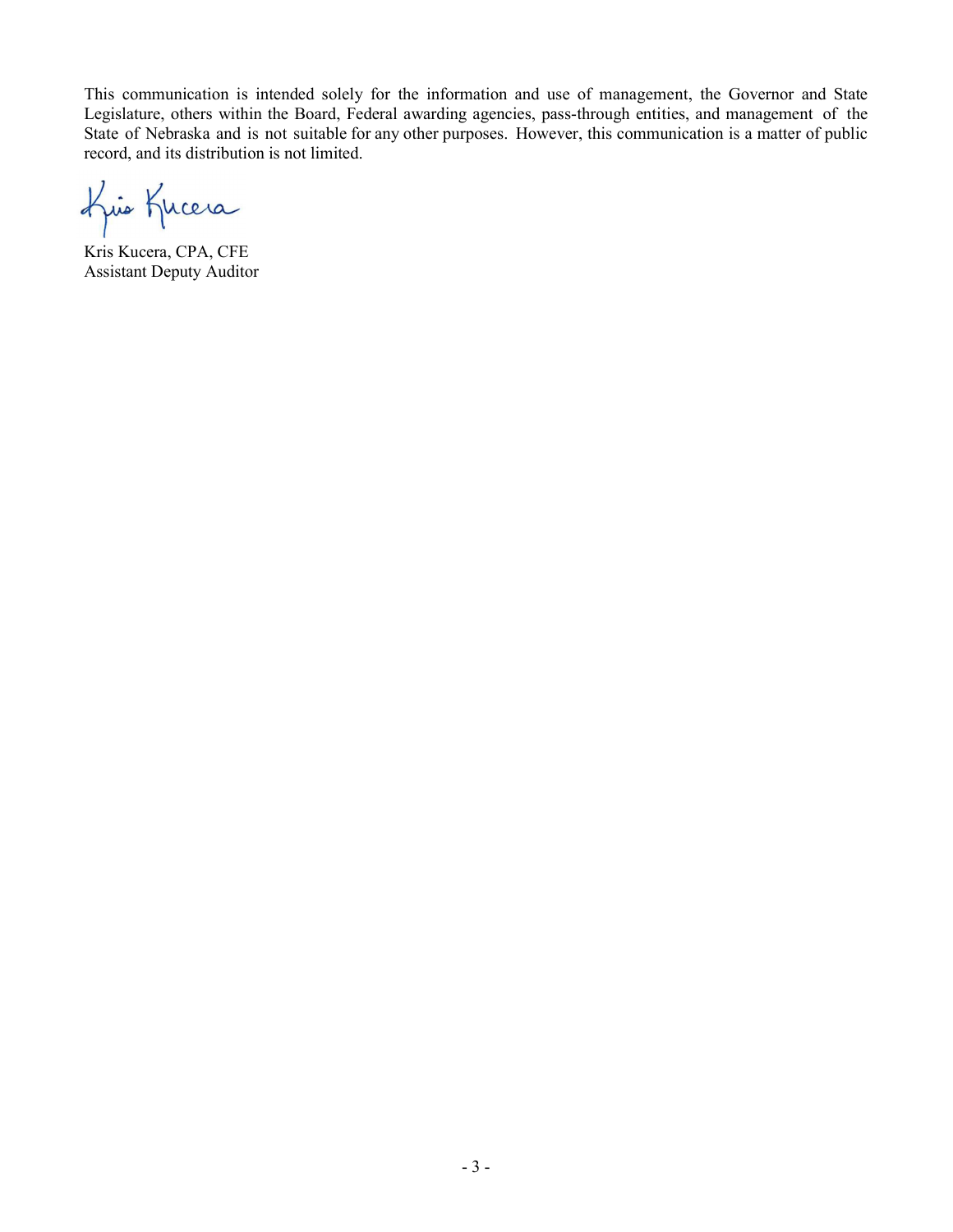This communication is intended solely for the information and use of management, the Governor and State Legislature, others within the Board, Federal awarding agencies, pass-through entities, and management of the State of Nebraska and is not suitable for any other purposes. However, this communication is a matter of public record, and its distribution is not limited.

Kris Kucera, CPA, CFE
Assistant Deputy Auditor